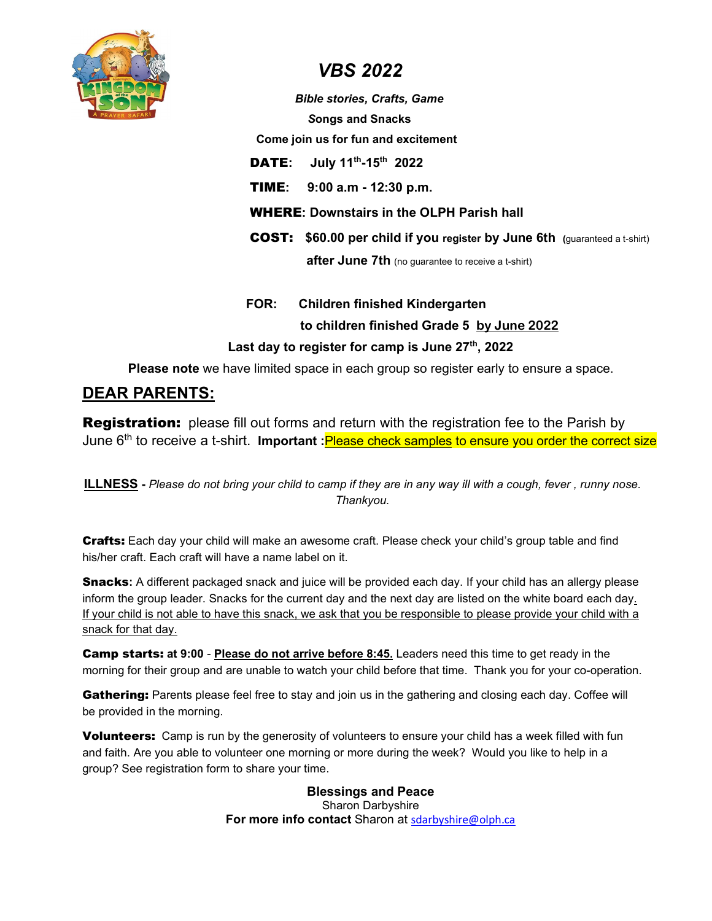# *VBS 2022*

***Bible stories, Crafts, Game***

***Songs and Snacks***

**Come join us for fun and excitement**

**DATE:** **July 11th-15th 2022**

**TIME:** **9:00 a.m - 12:30 p.m.**

**WHERE: Downstairs in the OLPH Parish hall**

**COST:** **$60.00 per child if you register by June 6th** (guaranteed a t-shirt)

**after June 7th** (no guarantee to receive a t-shirt)

**FOR:** **Children finished Kindergarten**

**to children finished Grade 5 <u>by June 2022</u>**

**Last day to register for camp is June 27th, 2022**

**Please note** we have limited space in each group so register early to ensure a space.

## <u>DEAR PARENTS:</u>

**Registration:** please fill out forms and return with the registration fee to the Parish by June 6th to receive a t-shirt. **Important :**<u>Please check samples</u> to ensure you order the correct size

**<u>ILLNESS</u> -** *Please do not bring your child to camp if they are in any way ill with a cough, fever , runny nose. Thankyou.*

**Crafts:** Each day your child will make an awesome craft. Please check your child's group table and find his/her craft. Each craft will have a name label on it.

**Snacks:** A different packaged snack and juice will be provided each day. If your child has an allergy please inform the group leader. Snacks for the current day and the next day are listed on the white board each day. <u>If your child is not able to have this snack, we ask that you be responsible to please provide your child with a snack for that day.</u>

**Camp starts: at 9:00** - **<u>Please do not arrive before 8:45.</u>** Leaders need this time to get ready in the morning for their group and are unable to watch your child before that time. Thank you for your co-operation.

**Gathering:** Parents please feel free to stay and join us in the gathering and closing each day. Coffee will be provided in the morning.

**Volunteers:** Camp is run by the generosity of volunteers to ensure your child has a week filled with fun and faith. Are you able to volunteer one morning or more during the week? Would you like to help in a group? See registration form to share your time.

**Blessings and Peace**
Sharon Darbyshire
**For more info contact** Sharon at sdarbyshire@olph.ca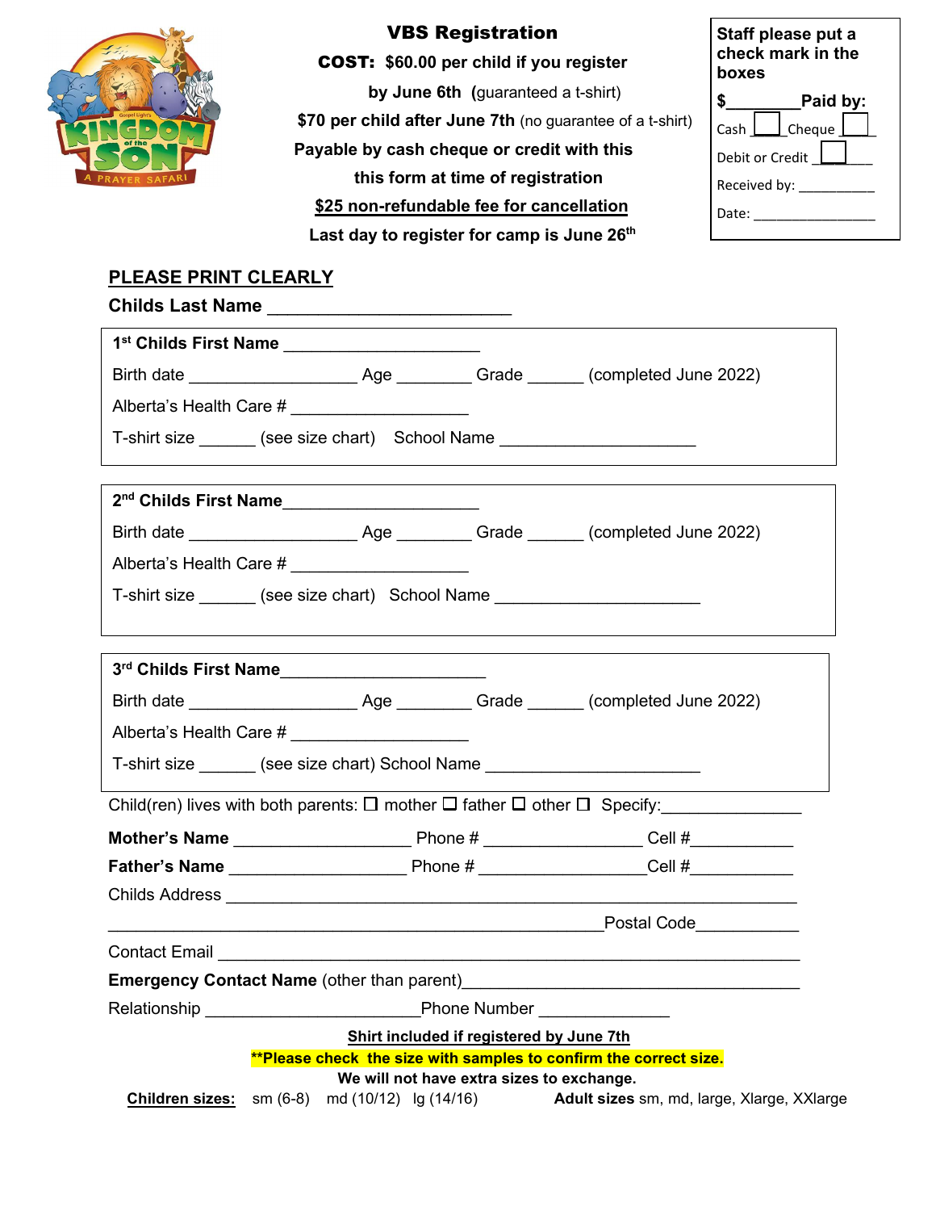# VBS Registration

**COST: $60.00 per child if you register by June 6th** (guaranteed a t-shirt)

**$70 per child after June 7th** (no guarantee of a t-shirt)

**Payable by cash cheque or credit with this this form at time of registration**

**$25 non-refundable fee for cancellation**

**Last day to register for camp is June 26th**

**Staff please put a check mark in the boxes**

**$________Paid by:**

Cash ☐ Cheque ☐

Debit or Credit ☐

Received by: __________

Date: ________________

## PLEASE PRINT CLEARLY

**Childs Last Name** ________________________

**1st Childs First Name** ____________________

Birth date _________________ Age ________ Grade ______ (completed June 2022)

Alberta's Health Care # __________________

T-shirt size ______ (see size chart) School Name ____________________

**2nd Childs First Name** ____________________

Birth date _________________ Age ________ Grade ______ (completed June 2022)

Alberta's Health Care # __________________

T-shirt size ______ (see size chart) School Name _____________________

**3rd Childs First Name** _____________________

Birth date _________________ Age ________ Grade ______ (completed June 2022)

Alberta's Health Care # __________________

T-shirt size ______ (see size chart) School Name ______________________

Child(ren) lives with both parents: ☐ mother ☐ father ☐ other ☐ Specify:_______________

**Mother's Name** __________________ Phone # ________________ Cell #___________

**Father's Name** __________________ Phone # _________________Cell #___________

Childs Address ____________________________________________________________

_________________________________________________Postal Code___________

Contact Email ____________________________________________________________

**Emergency Contact Name** (other than parent)___________________________________

Relationship ______________________Phone Number ______________

**Shirt included if registered by June 7th**

**\*\*Please check the size with samples to confirm the correct size.**

**We will not have extra sizes to exchange.**

**Children sizes:** sm (6-8) md (10/12) lg (14/16) **Adult sizes** sm, md, large, Xlarge, XXlarge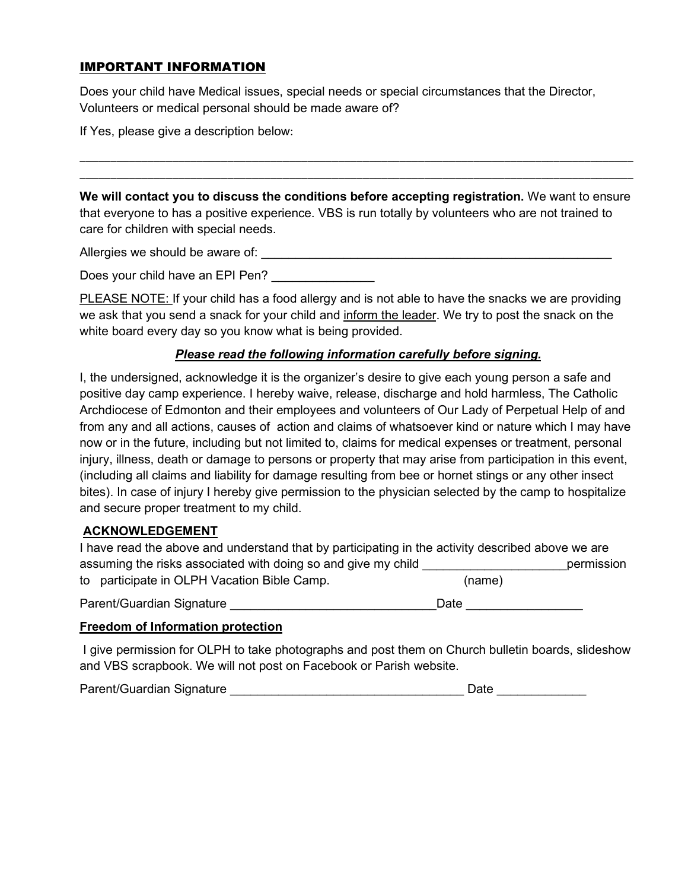## IMPORTANT INFORMATION

Does your child have Medical issues, special needs or special circumstances that the Director, Volunteers or medical personal should be made aware of?

If Yes, please give a description below:

_____________________________________________________________________________________
_____________________________________________________________________________________

**We will contact you to discuss the conditions before accepting registration.** We want to ensure that everyone to has a positive experience. VBS is run totally by volunteers who are not trained to care for children with special needs.

Allergies we should be aware of: _______________________________________________________

Does your child have an EPI Pen? _______________

PLEASE NOTE: If your child has a food allergy and is not able to have the snacks we are providing we ask that you send a snack for your child and inform the leader. We try to post the snack on the white board every day so you know what is being provided.

***Please read the following information carefully before signing.***

I, the undersigned, acknowledge it is the organizer's desire to give each young person a safe and positive day camp experience. I hereby waive, release, discharge and hold harmless, The Catholic Archdiocese of Edmonton and their employees and volunteers of Our Lady of Perpetual Help of and from any and all actions, causes of action and claims of whatsoever kind or nature which I may have now or in the future, including but not limited to, claims for medical expenses or treatment, personal injury, illness, death or damage to persons or property that may arise from participation in this event, (including all claims and liability for damage resulting from bee or hornet stings or any other insect bites). In case of injury I hereby give permission to the physician selected by the camp to hospitalize and secure proper treatment to my child.

**ACKNOWLEDGEMENT**

I have read the above and understand that by participating in the activity described above we are assuming the risks associated with doing so and give my child _____________________permission to participate in OLPH Vacation Bible Camp. (name)

Parent/Guardian Signature ______________________________Date _________________

**Freedom of Information protection**

I give permission for OLPH to take photographs and post them on Church bulletin boards, slideshow and VBS scrapbook. We will not post on Facebook or Parish website.

Parent/Guardian Signature __________________________________ Date _____________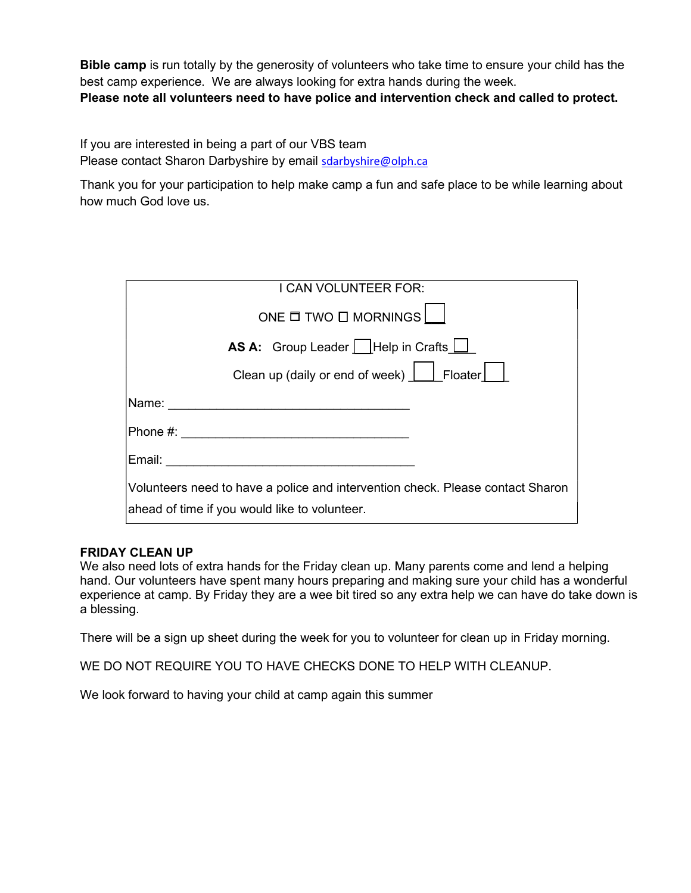**Bible camp** is run totally by the generosity of volunteers who take time to ensure your child has the best camp experience. We are always looking for extra hands during the week.
**Please note all volunteers need to have police and intervention check and called to protect.**

If you are interested in being a part of our VBS team
Please contact Sharon Darbyshire by email sdarbyshire@olph.ca

Thank you for your participation to help make camp a fun and safe place to be while learning about how much God love us.

I CAN VOLUNTEER FOR:

ONE ☐ TWO ☐ MORNINGS ☐

**AS A:** Group Leader ☐ Help in Crafts ☐

Clean up (daily or end of week) ☐ Floater ☐

Name: ___________________________________

Phone #: _________________________________

Email: ____________________________________

Volunteers need to have a police and intervention check. Please contact Sharon ahead of time if you would like to volunteer.

**FRIDAY CLEAN UP**
We also need lots of extra hands for the Friday clean up. Many parents come and lend a helping hand. Our volunteers have spent many hours preparing and making sure your child has a wonderful experience at camp. By Friday they are a wee bit tired so any extra help we can have do take down is a blessing.

There will be a sign up sheet during the week for you to volunteer for clean up in Friday morning.

WE DO NOT REQUIRE YOU TO HAVE CHECKS DONE TO HELP WITH CLEANUP.

We look forward to having your child at camp again this summer